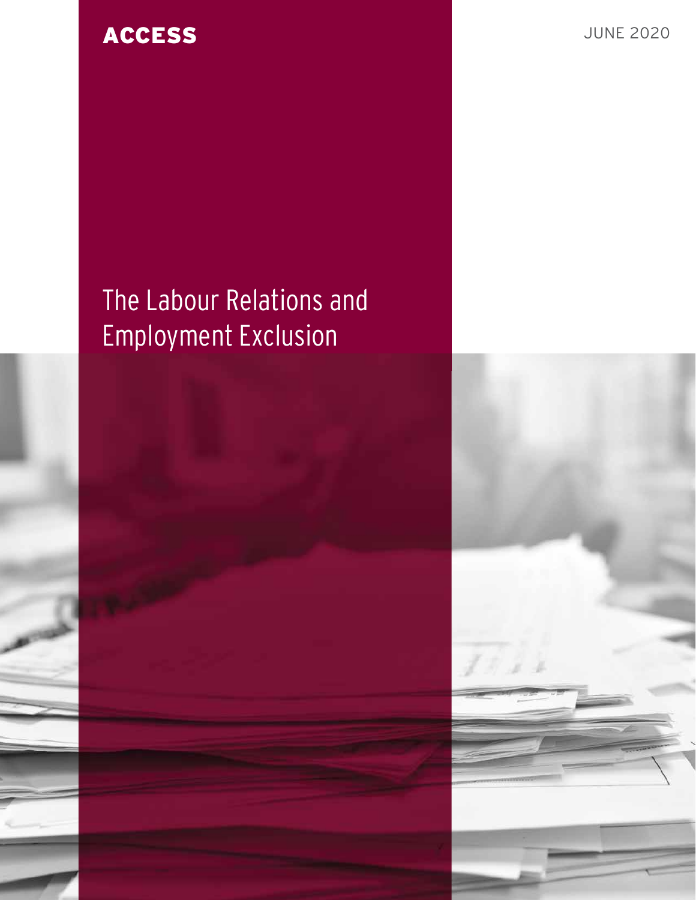ACCESS

JUNE 2020

# The Labour Relations and Employment Exclusion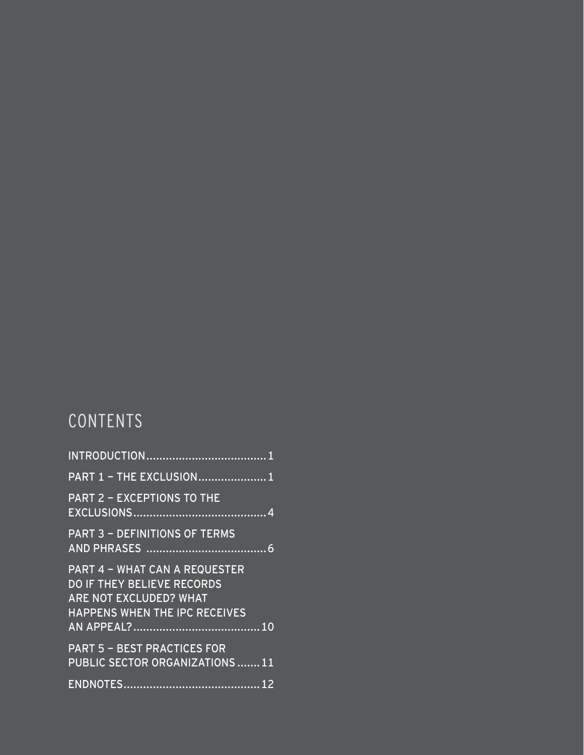# CONTENTS

INTRODUCTION.....................................1

PART 1 – THE EXCLUSION.....................1

PART 2 – EXCEPTIONS TO THE EXCLUSIONS.........................................4

PART 3 – DEFINITIONS OF TERMS AND PHRASES .....................................6

PART 4 – WHAT CAN A REQUESTER DO IF THEY BELIEVE RECORDS ARE NOT EXCLUDED? WHAT HAPPENS WHEN THE IPC RECEIVES AN APPEAL?.......................................10

PART 5 – BEST PRACTICES FOR PUBLIC SECTOR ORGANIZATIONS .......11

ENDNOTES..........................................12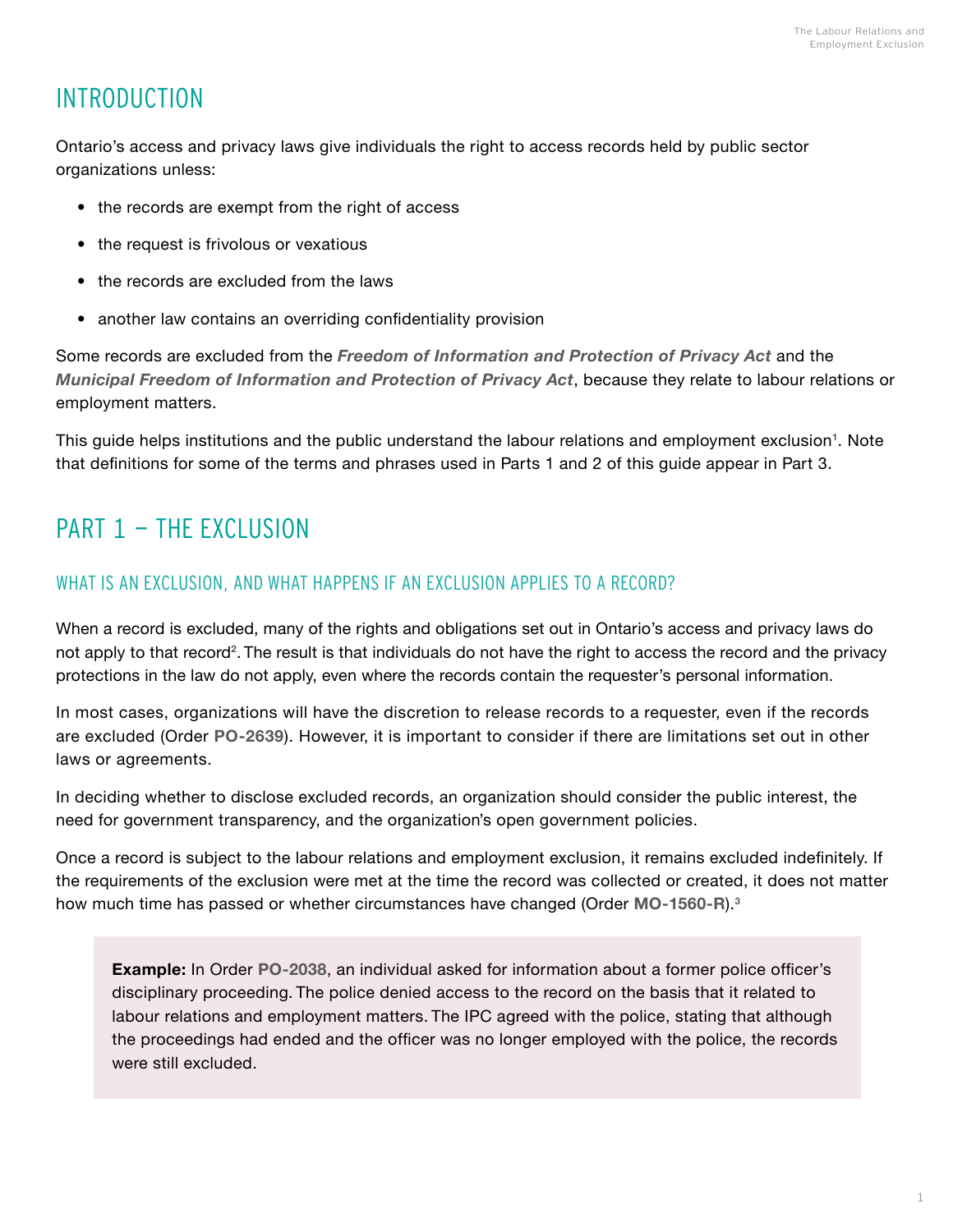## INTRODUCTION

Ontario's access and privacy laws give individuals the right to access records held by public sector organizations unless:

- the records are exempt from the right of access
- the request is frivolous or vexatious
- the records are excluded from the laws
- another law contains an overriding confidentiality provision

Some records are excluded from the ***Freedom of Information and Protection of Privacy Act*** and the ***Municipal Freedom of Information and Protection of Privacy Act***, because they relate to labour relations or employment matters.

This guide helps institutions and the public understand the labour relations and employment exclusion[1]. Note that definitions for some of the terms and phrases used in Parts 1 and 2 of this guide appear in Part 3.

## PART 1 – THE EXCLUSION

### WHAT IS AN EXCLUSION, AND WHAT HAPPENS IF AN EXCLUSION APPLIES TO A RECORD?

When a record is excluded, many of the rights and obligations set out in Ontario's access and privacy laws do not apply to that record[2]. The result is that individuals do not have the right to access the record and the privacy protections in the law do not apply, even where the records contain the requester's personal information.

In most cases, organizations will have the discretion to release records to a requester, even if the records are excluded (Order **PO-2639**). However, it is important to consider if there are limitations set out in other laws or agreements.

In deciding whether to disclose excluded records, an organization should consider the public interest, the need for government transparency, and the organization's open government policies.

Once a record is subject to the labour relations and employment exclusion, it remains excluded indefinitely. If the requirements of the exclusion were met at the time the record was collected or created, it does not matter how much time has passed or whether circumstances have changed (Order **MO-1560-R**).[3]

> **Example:** In Order **PO-2038**, an individual asked for information about a former police officer's disciplinary proceeding. The police denied access to the record on the basis that it related to labour relations and employment matters. The IPC agreed with the police, stating that although the proceedings had ended and the officer was no longer employed with the police, the records were still excluded.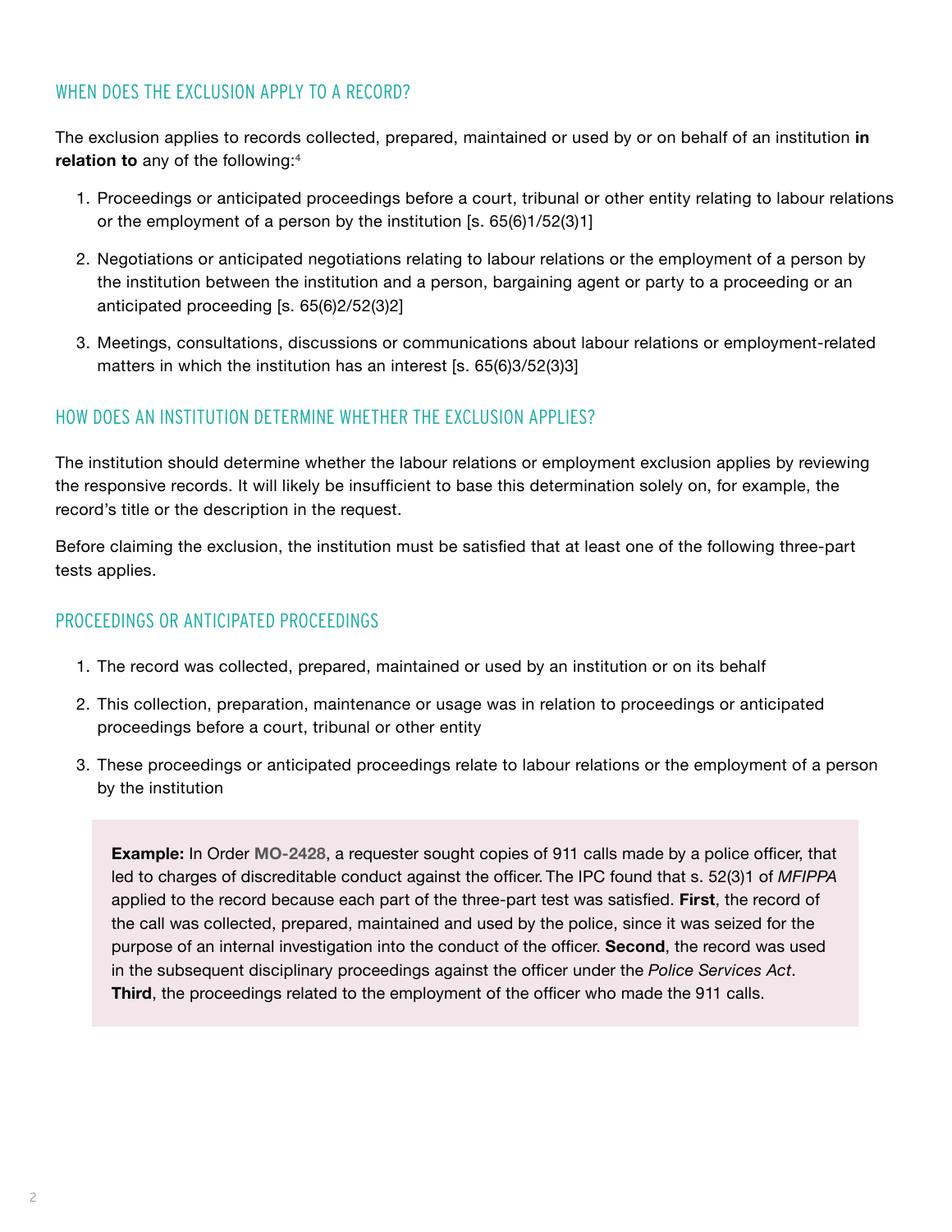## WHEN DOES THE EXCLUSION APPLY TO A RECORD?

The exclusion applies to records collected, prepared, maintained or used by or on behalf of an institution **in relation to** any of the following:[4]

1. Proceedings or anticipated proceedings before a court, tribunal or other entity relating to labour relations or the employment of a person by the institution [s. 65(6)1/52(3)1]
2. Negotiations or anticipated negotiations relating to labour relations or the employment of a person by the institution between the institution and a person, bargaining agent or party to a proceeding or an anticipated proceeding [s. 65(6)2/52(3)2]
3. Meetings, consultations, discussions or communications about labour relations or employment-related matters in which the institution has an interest [s. 65(6)3/52(3)3]

## HOW DOES AN INSTITUTION DETERMINE WHETHER THE EXCLUSION APPLIES?

The institution should determine whether the labour relations or employment exclusion applies by reviewing the responsive records. It will likely be insufficient to base this determination solely on, for example, the record's title or the description in the request.

Before claiming the exclusion, the institution must be satisfied that at least one of the following three-part tests applies.

## PROCEEDINGS OR ANTICIPATED PROCEEDINGS

1. The record was collected, prepared, maintained or used by an institution or on its behalf
2. This collection, preparation, maintenance or usage was in relation to proceedings or anticipated proceedings before a court, tribunal or other entity
3. These proceedings or anticipated proceedings relate to labour relations or the employment of a person by the institution

**Example:** In Order **MO-2428**, a requester sought copies of 911 calls made by a police officer, that led to charges of discreditable conduct against the officer. The IPC found that s. 52(3)1 of *MFIPPA* applied to the record because each part of the three-part test was satisfied. **First**, the record of the call was collected, prepared, maintained and used by the police, since it was seized for the purpose of an internal investigation into the conduct of the officer. **Second**, the record was used in the subsequent disciplinary proceedings against the officer under the *Police Services Act*. **Third**, the proceedings related to the employment of the officer who made the 911 calls.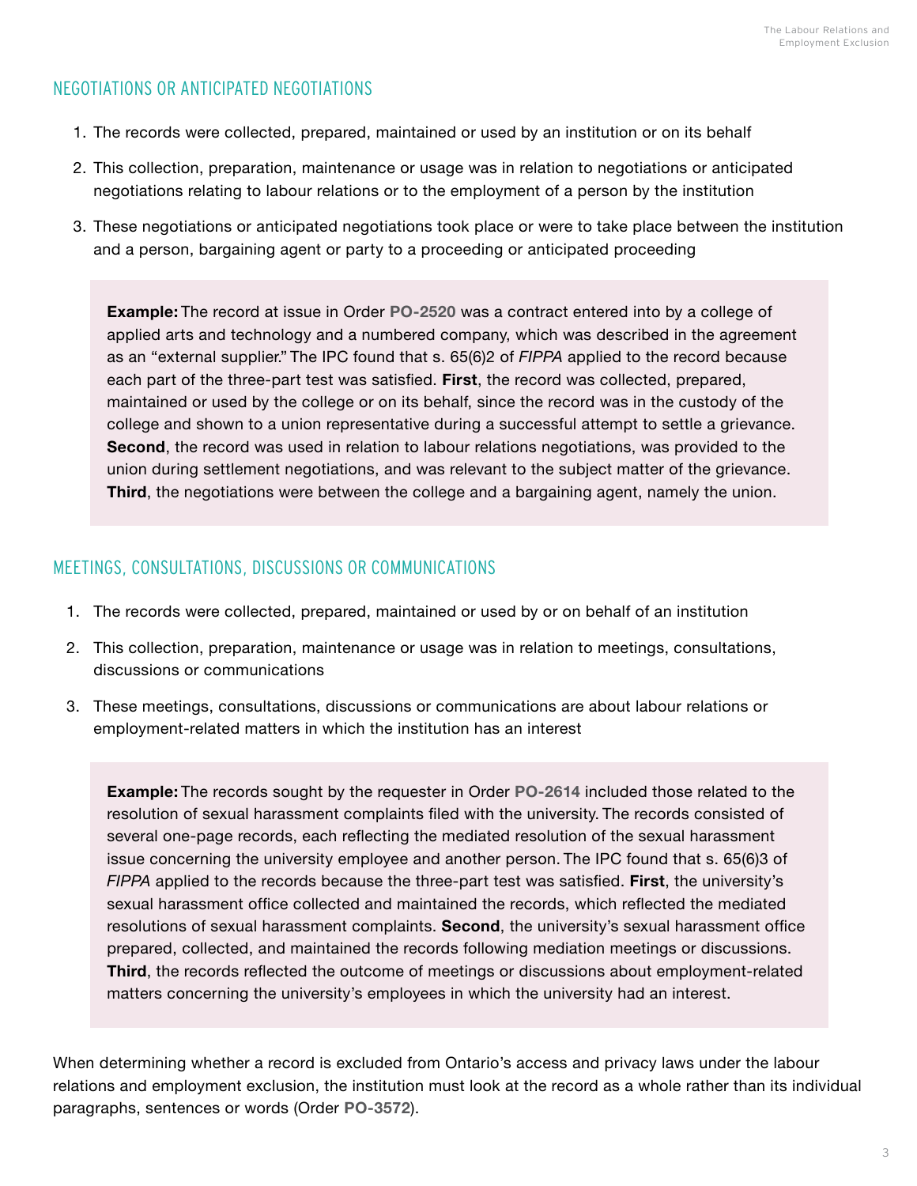## NEGOTIATIONS OR ANTICIPATED NEGOTIATIONS

1. The records were collected, prepared, maintained or used by an institution or on its behalf
2. This collection, preparation, maintenance or usage was in relation to negotiations or anticipated negotiations relating to labour relations or to the employment of a person by the institution
3. These negotiations or anticipated negotiations took place or were to take place between the institution and a person, bargaining agent or party to a proceeding or anticipated proceeding

> **Example:** The record at issue in Order **PO-2520** was a contract entered into by a college of applied arts and technology and a numbered company, which was described in the agreement as an "external supplier." The IPC found that s. 65(6)2 of *FIPPA* applied to the record because each part of the three-part test was satisfied. **First**, the record was collected, prepared, maintained or used by the college or on its behalf, since the record was in the custody of the college and shown to a union representative during a successful attempt to settle a grievance. **Second**, the record was used in relation to labour relations negotiations, was provided to the union during settlement negotiations, and was relevant to the subject matter of the grievance. **Third**, the negotiations were between the college and a bargaining agent, namely the union.

## MEETINGS, CONSULTATIONS, DISCUSSIONS OR COMMUNICATIONS

1. The records were collected, prepared, maintained or used by or on behalf of an institution
2. This collection, preparation, maintenance or usage was in relation to meetings, consultations, discussions or communications
3. These meetings, consultations, discussions or communications are about labour relations or employment-related matters in which the institution has an interest

> **Example:** The records sought by the requester in Order **PO-2614** included those related to the resolution of sexual harassment complaints filed with the university. The records consisted of several one-page records, each reflecting the mediated resolution of the sexual harassment issue concerning the university employee and another person. The IPC found that s. 65(6)3 of *FIPPA* applied to the records because the three-part test was satisfied. **First**, the university's sexual harassment office collected and maintained the records, which reflected the mediated resolutions of sexual harassment complaints. **Second**, the university's sexual harassment office prepared, collected, and maintained the records following mediation meetings or discussions. **Third**, the records reflected the outcome of meetings or discussions about employment-related matters concerning the university's employees in which the university had an interest.

When determining whether a record is excluded from Ontario's access and privacy laws under the labour relations and employment exclusion, the institution must look at the record as a whole rather than its individual paragraphs, sentences or words (Order **PO-3572**).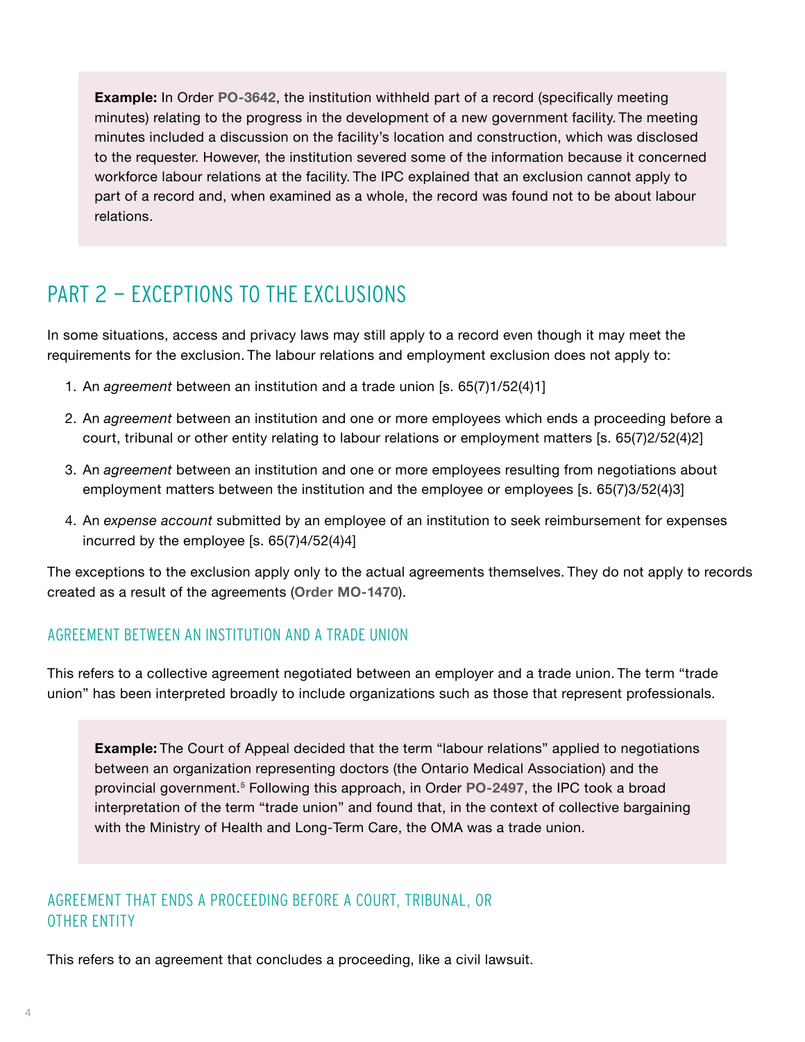**Example:** In Order **PO-3642**, the institution withheld part of a record (specifically meeting minutes) relating to the progress in the development of a new government facility. The meeting minutes included a discussion on the facility's location and construction, which was disclosed to the requester. However, the institution severed some of the information because it concerned workforce labour relations at the facility. The IPC explained that an exclusion cannot apply to part of a record and, when examined as a whole, the record was found not to be about labour relations.

## PART 2 – EXCEPTIONS TO THE EXCLUSIONS

In some situations, access and privacy laws may still apply to a record even though it may meet the requirements for the exclusion. The labour relations and employment exclusion does not apply to:

1. An *agreement* between an institution and a trade union [s. 65(7)1/52(4)1]
2. An *agreement* between an institution and one or more employees which ends a proceeding before a court, tribunal or other entity relating to labour relations or employment matters [s. 65(7)2/52(4)2]
3. An *agreement* between an institution and one or more employees resulting from negotiations about employment matters between the institution and the employee or employees [s. 65(7)3/52(4)3]
4. An *expense account* submitted by an employee of an institution to seek reimbursement for expenses incurred by the employee [s. 65(7)4/52(4)4]

The exceptions to the exclusion apply only to the actual agreements themselves. They do not apply to records created as a result of the agreements (**Order MO-1470**).

### AGREEMENT BETWEEN AN INSTITUTION AND A TRADE UNION

This refers to a collective agreement negotiated between an employer and a trade union. The term "trade union" has been interpreted broadly to include organizations such as those that represent professionals.

**Example:** The Court of Appeal decided that the term "labour relations" applied to negotiations between an organization representing doctors (the Ontario Medical Association) and the provincial government.[5] Following this approach, in Order **PO-2497**, the IPC took a broad interpretation of the term "trade union" and found that, in the context of collective bargaining with the Ministry of Health and Long-Term Care, the OMA was a trade union.

### AGREEMENT THAT ENDS A PROCEEDING BEFORE A COURT, TRIBUNAL, OR OTHER ENTITY

This refers to an agreement that concludes a proceeding, like a civil lawsuit.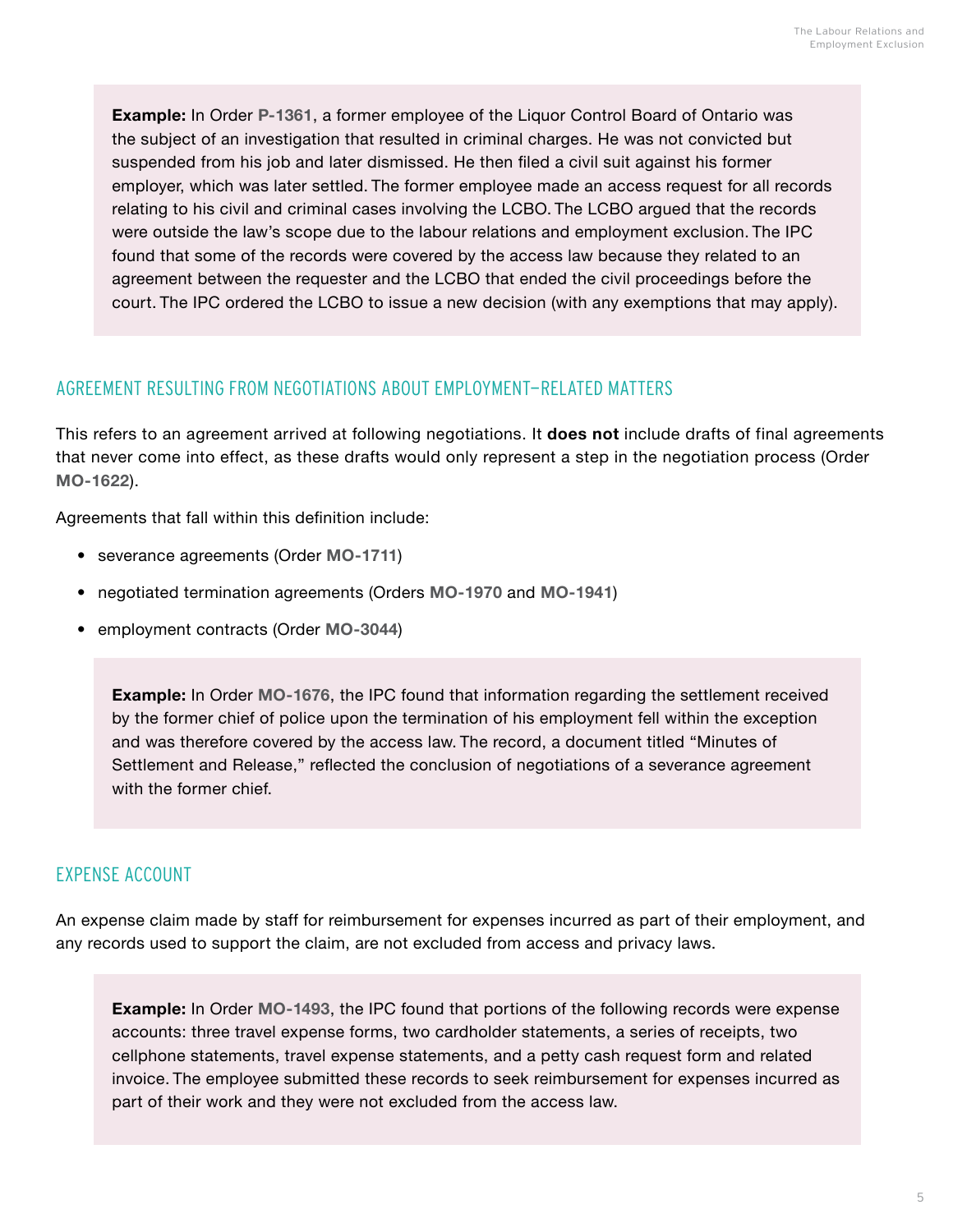**Example:** In Order **P-1361**, a former employee of the Liquor Control Board of Ontario was the subject of an investigation that resulted in criminal charges. He was not convicted but suspended from his job and later dismissed. He then filed a civil suit against his former employer, which was later settled. The former employee made an access request for all records relating to his civil and criminal cases involving the LCBO. The LCBO argued that the records were outside the law's scope due to the labour relations and employment exclusion. The IPC found that some of the records were covered by the access law because they related to an agreement between the requester and the LCBO that ended the civil proceedings before the court. The IPC ordered the LCBO to issue a new decision (with any exemptions that may apply).

## AGREEMENT RESULTING FROM NEGOTIATIONS ABOUT EMPLOYMENT–RELATED MATTERS

This refers to an agreement arrived at following negotiations. It **does not** include drafts of final agreements that never come into effect, as these drafts would only represent a step in the negotiation process (Order **MO-1622**).

Agreements that fall within this definition include:

- severance agreements (Order **MO-1711**)
- negotiated termination agreements (Orders **MO-1970** and **MO-1941**)
- employment contracts (Order **MO-3044**)

**Example:** In Order **MO-1676**, the IPC found that information regarding the settlement received by the former chief of police upon the termination of his employment fell within the exception and was therefore covered by the access law. The record, a document titled "Minutes of Settlement and Release," reflected the conclusion of negotiations of a severance agreement with the former chief.

## EXPENSE ACCOUNT

An expense claim made by staff for reimbursement for expenses incurred as part of their employment, and any records used to support the claim, are not excluded from access and privacy laws.

**Example:** In Order **MO-1493**, the IPC found that portions of the following records were expense accounts: three travel expense forms, two cardholder statements, a series of receipts, two cellphone statements, travel expense statements, and a petty cash request form and related invoice. The employee submitted these records to seek reimbursement for expenses incurred as part of their work and they were not excluded from the access law.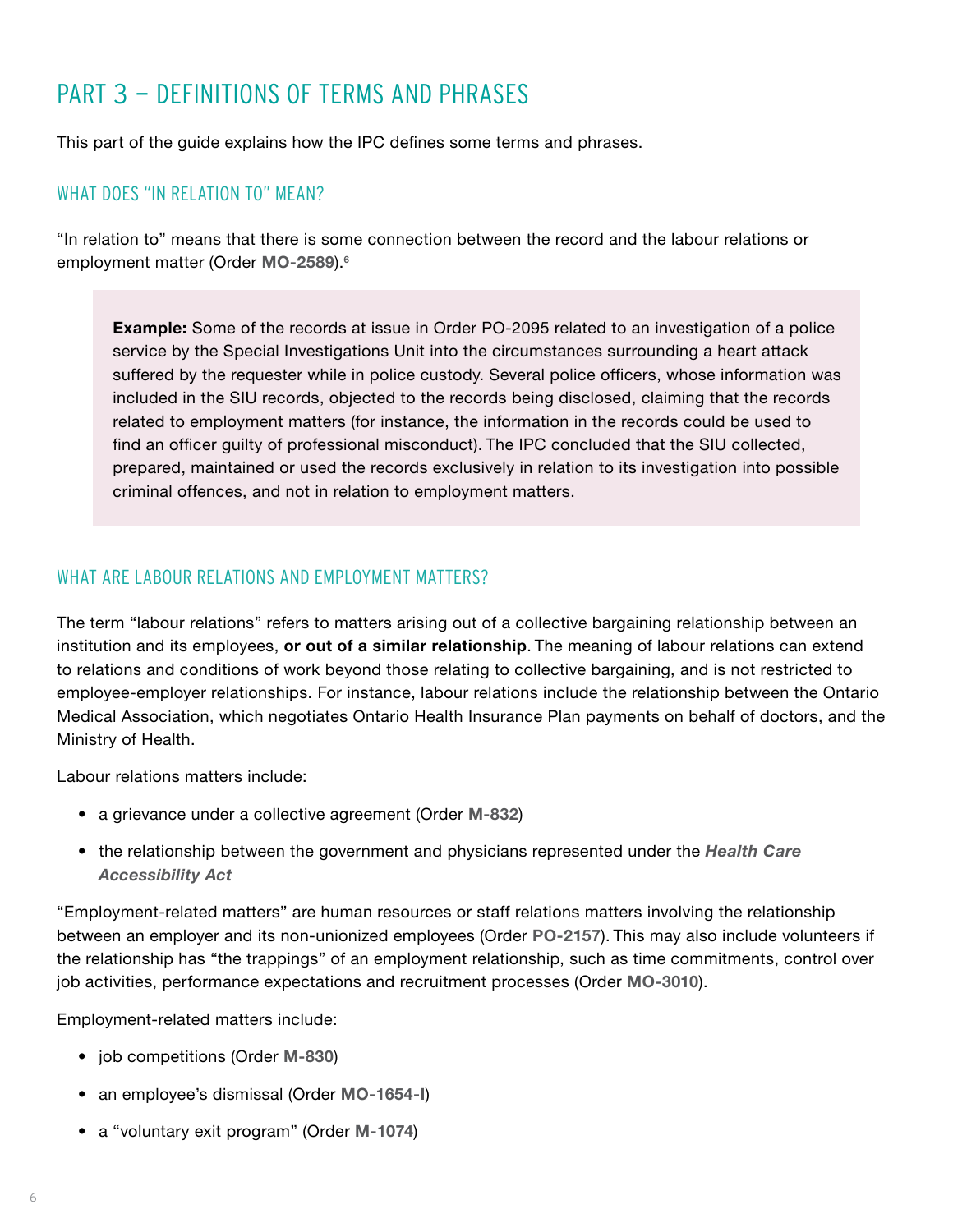## PART 3 – DEFINITIONS OF TERMS AND PHRASES

This part of the guide explains how the IPC defines some terms and phrases.

### WHAT DOES "IN RELATION TO" MEAN?

"In relation to" means that there is some connection between the record and the labour relations or employment matter (Order **MO-2589**).[6]

> **Example:** Some of the records at issue in Order PO-2095 related to an investigation of a police service by the Special Investigations Unit into the circumstances surrounding a heart attack suffered by the requester while in police custody. Several police officers, whose information was included in the SIU records, objected to the records being disclosed, claiming that the records related to employment matters (for instance, the information in the records could be used to find an officer guilty of professional misconduct). The IPC concluded that the SIU collected, prepared, maintained or used the records exclusively in relation to its investigation into possible criminal offences, and not in relation to employment matters.

### WHAT ARE LABOUR RELATIONS AND EMPLOYMENT MATTERS?

The term "labour relations" refers to matters arising out of a collective bargaining relationship between an institution and its employees, **or out of a similar relationship**. The meaning of labour relations can extend to relations and conditions of work beyond those relating to collective bargaining, and is not restricted to employee-employer relationships. For instance, labour relations include the relationship between the Ontario Medical Association, which negotiates Ontario Health Insurance Plan payments on behalf of doctors, and the Ministry of Health.

Labour relations matters include:

- a grievance under a collective agreement (Order **M-832**)
- the relationship between the government and physicians represented under the ***Health Care Accessibility Act***

"Employment-related matters" are human resources or staff relations matters involving the relationship between an employer and its non-unionized employees (Order **PO-2157**). This may also include volunteers if the relationship has "the trappings" of an employment relationship, such as time commitments, control over job activities, performance expectations and recruitment processes (Order **MO-3010**).

Employment-related matters include:

- job competitions (Order **M-830**)
- an employee's dismissal (Order **MO-1654-I**)
- a "voluntary exit program" (Order **M-1074**)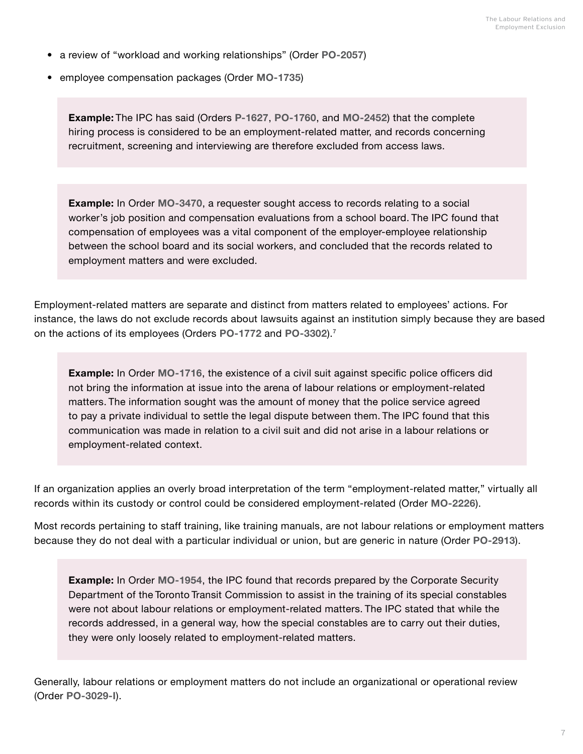- a review of "workload and working relationships" (Order **PO-2057**)
- employee compensation packages (Order **MO-1735**)

> **Example:** The IPC has said (Orders **P-1627**, **PO-1760**, and **MO-2452**) that the complete hiring process is considered to be an employment-related matter, and records concerning recruitment, screening and interviewing are therefore excluded from access laws.

> **Example:** In Order **MO-3470**, a requester sought access to records relating to a social worker's job position and compensation evaluations from a school board. The IPC found that compensation of employees was a vital component of the employer-employee relationship between the school board and its social workers, and concluded that the records related to employment matters and were excluded.

Employment-related matters are separate and distinct from matters related to employees' actions. For instance, the laws do not exclude records about lawsuits against an institution simply because they are based on the actions of its employees (Orders **PO-1772** and **PO-3302**).[7]

> **Example:** In Order **MO-1716**, the existence of a civil suit against specific police officers did not bring the information at issue into the arena of labour relations or employment-related matters. The information sought was the amount of money that the police service agreed to pay a private individual to settle the legal dispute between them. The IPC found that this communication was made in relation to a civil suit and did not arise in a labour relations or employment-related context.

If an organization applies an overly broad interpretation of the term "employment-related matter," virtually all records within its custody or control could be considered employment-related (Order **MO-2226**).

Most records pertaining to staff training, like training manuals, are not labour relations or employment matters because they do not deal with a particular individual or union, but are generic in nature (Order **PO-2913**).

> **Example:** In Order **MO-1954**, the IPC found that records prepared by the Corporate Security Department of the Toronto Transit Commission to assist in the training of its special constables were not about labour relations or employment-related matters. The IPC stated that while the records addressed, in a general way, how the special constables are to carry out their duties, they were only loosely related to employment-related matters.

Generally, labour relations or employment matters do not include an organizational or operational review (Order **PO-3029-I**).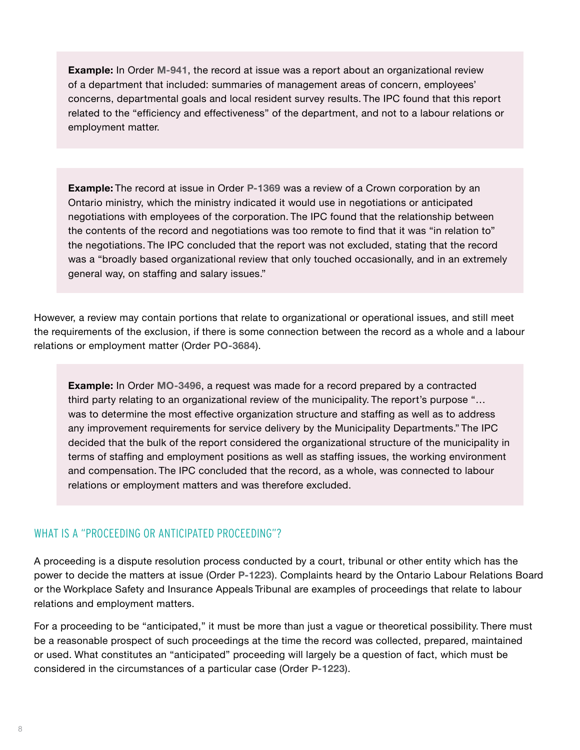**Example:** In Order **M-941**, the record at issue was a report about an organizational review of a department that included: summaries of management areas of concern, employees' concerns, departmental goals and local resident survey results. The IPC found that this report related to the "efficiency and effectiveness" of the department, and not to a labour relations or employment matter.

**Example:** The record at issue in Order **P-1369** was a review of a Crown corporation by an Ontario ministry, which the ministry indicated it would use in negotiations or anticipated negotiations with employees of the corporation. The IPC found that the relationship between the contents of the record and negotiations was too remote to find that it was "in relation to" the negotiations. The IPC concluded that the report was not excluded, stating that the record was a "broadly based organizational review that only touched occasionally, and in an extremely general way, on staffing and salary issues."

However, a review may contain portions that relate to organizational or operational issues, and still meet the requirements of the exclusion, if there is some connection between the record as a whole and a labour relations or employment matter (Order **PO-3684**).

**Example:** In Order **MO-3496**, a request was made for a record prepared by a contracted third party relating to an organizational review of the municipality. The report's purpose "… was to determine the most effective organization structure and staffing as well as to address any improvement requirements for service delivery by the Municipality Departments." The IPC decided that the bulk of the report considered the organizational structure of the municipality in terms of staffing and employment positions as well as staffing issues, the working environment and compensation. The IPC concluded that the record, as a whole, was connected to labour relations or employment matters and was therefore excluded.

## WHAT IS A "PROCEEDING OR ANTICIPATED PROCEEDING"?

A proceeding is a dispute resolution process conducted by a court, tribunal or other entity which has the power to decide the matters at issue (Order **P-1223**). Complaints heard by the Ontario Labour Relations Board or the Workplace Safety and Insurance Appeals Tribunal are examples of proceedings that relate to labour relations and employment matters.

For a proceeding to be "anticipated," it must be more than just a vague or theoretical possibility. There must be a reasonable prospect of such proceedings at the time the record was collected, prepared, maintained or used. What constitutes an "anticipated" proceeding will largely be a question of fact, which must be considered in the circumstances of a particular case (Order **P-1223**).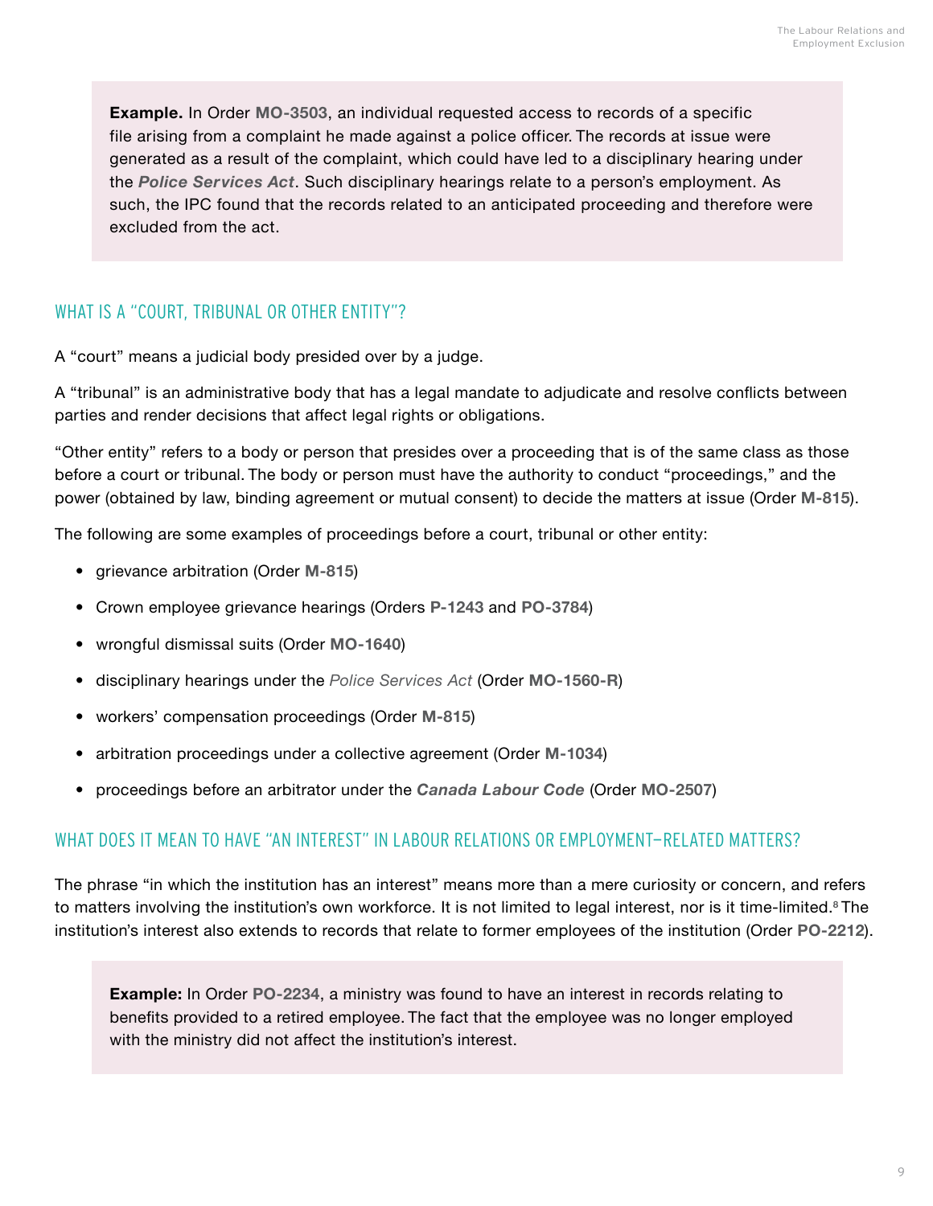> **Example.** In Order **MO-3503**, an individual requested access to records of a specific file arising from a complaint he made against a police officer. The records at issue were generated as a result of the complaint, which could have led to a disciplinary hearing under the ***Police Services Act***. Such disciplinary hearings relate to a person's employment. As such, the IPC found that the records related to an anticipated proceeding and therefore were excluded from the act.

## WHAT IS A "COURT, TRIBUNAL OR OTHER ENTITY"?

A "court" means a judicial body presided over by a judge.

A "tribunal" is an administrative body that has a legal mandate to adjudicate and resolve conflicts between parties and render decisions that affect legal rights or obligations.

"Other entity" refers to a body or person that presides over a proceeding that is of the same class as those before a court or tribunal. The body or person must have the authority to conduct "proceedings," and the power (obtained by law, binding agreement or mutual consent) to decide the matters at issue (Order **M-815**).

The following are some examples of proceedings before a court, tribunal or other entity:

- grievance arbitration (Order **M-815**)
- Crown employee grievance hearings (Orders **P-1243** and **PO-3784**)
- wrongful dismissal suits (Order **MO-1640**)
- disciplinary hearings under the *Police Services Act* (Order **MO-1560-R**)
- workers' compensation proceedings (Order **M-815**)
- arbitration proceedings under a collective agreement (Order **M-1034**)
- proceedings before an arbitrator under the ***Canada Labour Code*** (Order **MO-2507**)

## WHAT DOES IT MEAN TO HAVE "AN INTEREST" IN LABOUR RELATIONS OR EMPLOYMENT-RELATED MATTERS?

The phrase "in which the institution has an interest" means more than a mere curiosity or concern, and refers to matters involving the institution's own workforce. It is not limited to legal interest, nor is it time-limited.[8] The institution's interest also extends to records that relate to former employees of the institution (Order **PO-2212**).

> **Example:** In Order **PO-2234**, a ministry was found to have an interest in records relating to benefits provided to a retired employee. The fact that the employee was no longer employed with the ministry did not affect the institution's interest.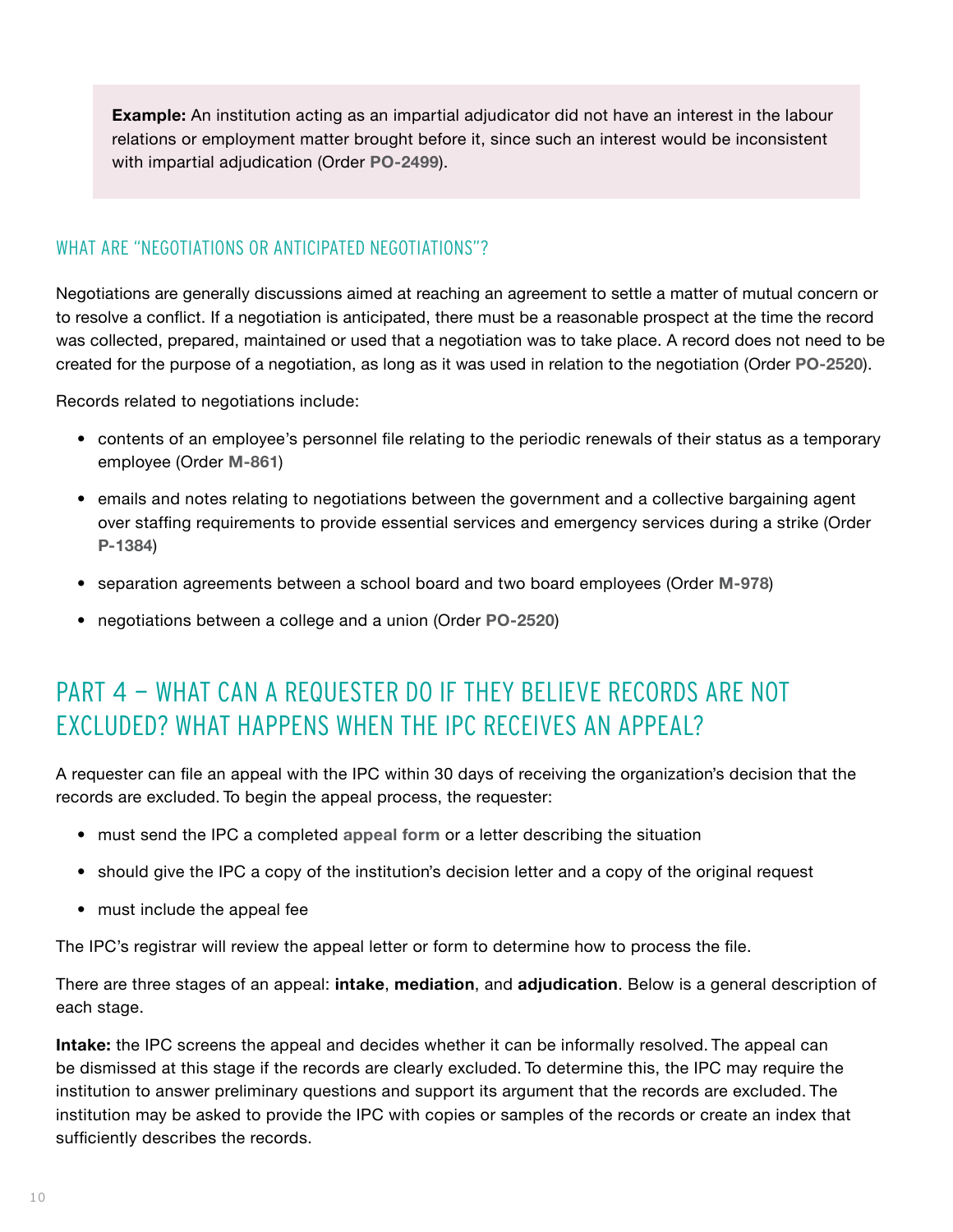**Example:** An institution acting as an impartial adjudicator did not have an interest in the labour relations or employment matter brought before it, since such an interest would be inconsistent with impartial adjudication (Order **PO-2499**).

### WHAT ARE "NEGOTIATIONS OR ANTICIPATED NEGOTIATIONS"?

Negotiations are generally discussions aimed at reaching an agreement to settle a matter of mutual concern or to resolve a conflict. If a negotiation is anticipated, there must be a reasonable prospect at the time the record was collected, prepared, maintained or used that a negotiation was to take place. A record does not need to be created for the purpose of a negotiation, as long as it was used in relation to the negotiation (Order **PO-2520**).

Records related to negotiations include:

- contents of an employee's personnel file relating to the periodic renewals of their status as a temporary employee (Order **M-861**)
- emails and notes relating to negotiations between the government and a collective bargaining agent over staffing requirements to provide essential services and emergency services during a strike (Order **P-1384**)
- separation agreements between a school board and two board employees (Order **M-978**)
- negotiations between a college and a union (Order **PO-2520**)

## PART 4 – WHAT CAN A REQUESTER DO IF THEY BELIEVE RECORDS ARE NOT EXCLUDED? WHAT HAPPENS WHEN THE IPC RECEIVES AN APPEAL?

A requester can file an appeal with the IPC within 30 days of receiving the organization's decision that the records are excluded. To begin the appeal process, the requester:

- must send the IPC a completed **appeal form** or a letter describing the situation
- should give the IPC a copy of the institution's decision letter and a copy of the original request
- must include the appeal fee

The IPC's registrar will review the appeal letter or form to determine how to process the file.

There are three stages of an appeal: **intake**, **mediation**, and **adjudication**. Below is a general description of each stage.

**Intake:** the IPC screens the appeal and decides whether it can be informally resolved. The appeal can be dismissed at this stage if the records are clearly excluded. To determine this, the IPC may require the institution to answer preliminary questions and support its argument that the records are excluded. The institution may be asked to provide the IPC with copies or samples of the records or create an index that sufficiently describes the records.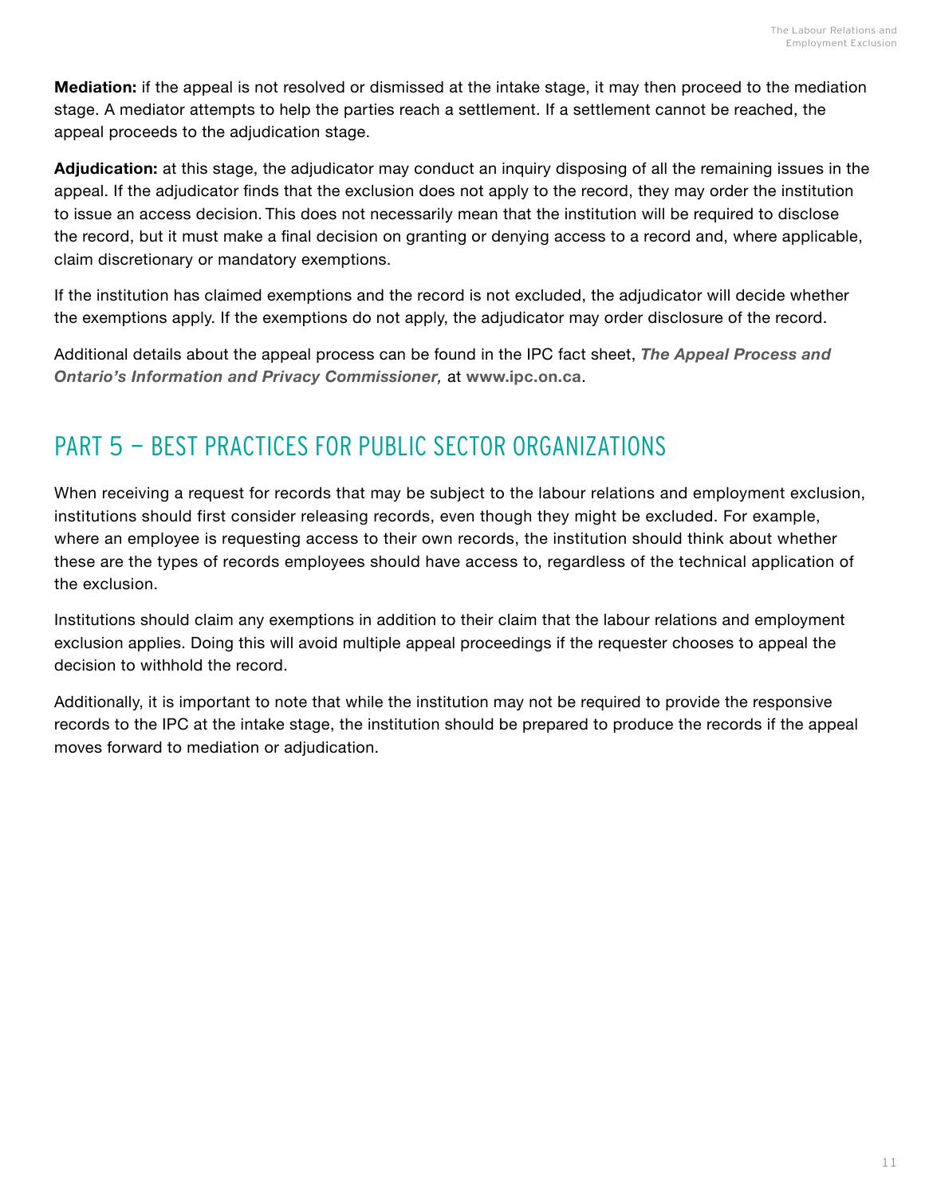**Mediation:** if the appeal is not resolved or dismissed at the intake stage, it may then proceed to the mediation stage. A mediator attempts to help the parties reach a settlement. If a settlement cannot be reached, the appeal proceeds to the adjudication stage.

**Adjudication:** at this stage, the adjudicator may conduct an inquiry disposing of all the remaining issues in the appeal. If the adjudicator finds that the exclusion does not apply to the record, they may order the institution to issue an access decision. This does not necessarily mean that the institution will be required to disclose the record, but it must make a final decision on granting or denying access to a record and, where applicable, claim discretionary or mandatory exemptions.

If the institution has claimed exemptions and the record is not excluded, the adjudicator will decide whether the exemptions apply. If the exemptions do not apply, the adjudicator may order disclosure of the record.

Additional details about the appeal process can be found in the IPC fact sheet, ***The Appeal Process and Ontario's Information and Privacy Commissioner,*** at **www.ipc.on.ca**.

## PART 5 – BEST PRACTICES FOR PUBLIC SECTOR ORGANIZATIONS

When receiving a request for records that may be subject to the labour relations and employment exclusion, institutions should first consider releasing records, even though they might be excluded. For example, where an employee is requesting access to their own records, the institution should think about whether these are the types of records employees should have access to, regardless of the technical application of the exclusion.

Institutions should claim any exemptions in addition to their claim that the labour relations and employment exclusion applies. Doing this will avoid multiple appeal proceedings if the requester chooses to appeal the decision to withhold the record.

Additionally, it is important to note that while the institution may not be required to provide the responsive records to the IPC at the intake stage, the institution should be prepared to produce the records if the appeal moves forward to mediation or adjudication.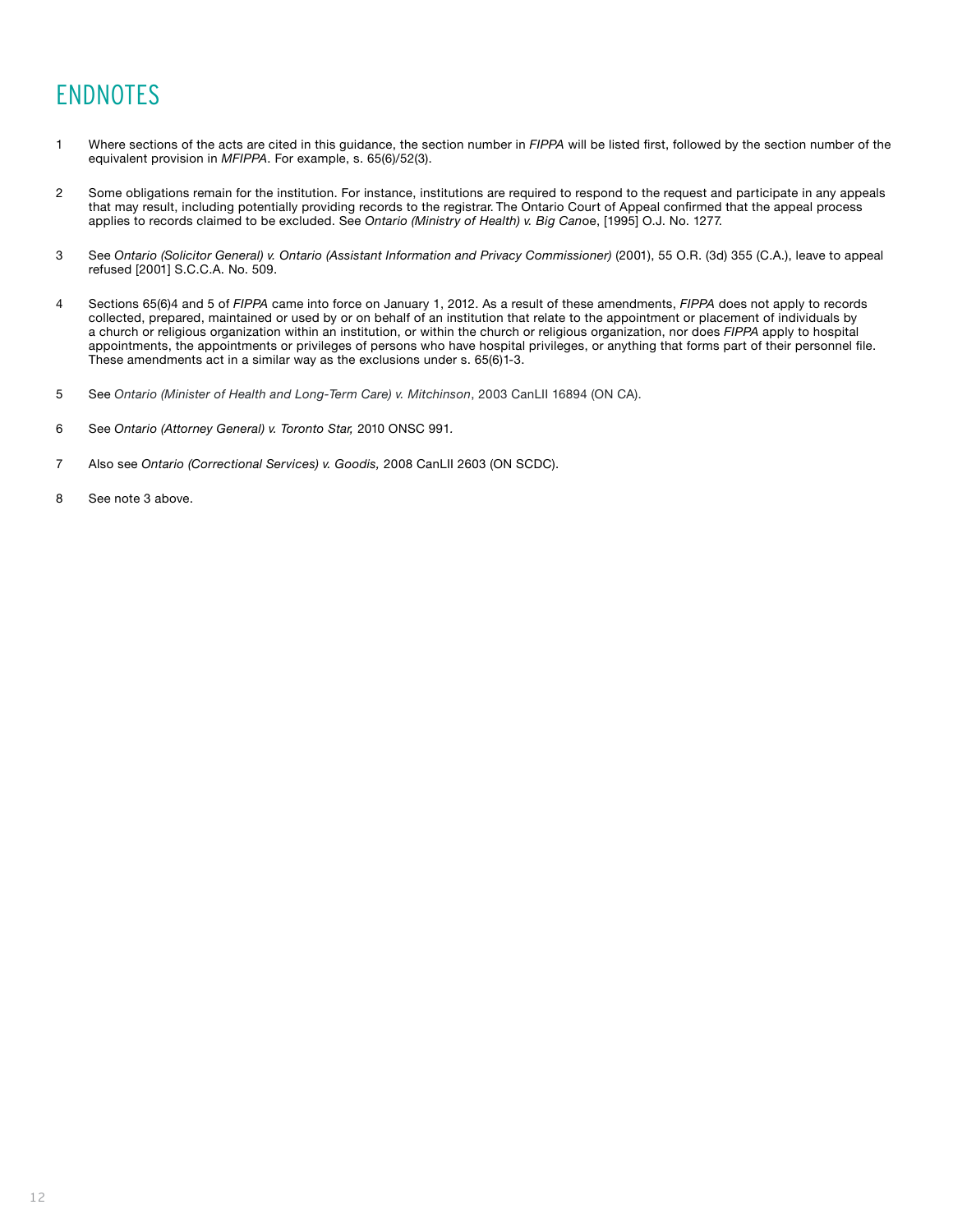# ENDNOTES

1 Where sections of the acts are cited in this guidance, the section number in *FIPPA* will be listed first, followed by the section number of the equivalent provision in *MFIPPA*. For example, s. 65(6)/52(3).

2 Some obligations remain for the institution. For instance, institutions are required to respond to the request and participate in any appeals that may result, including potentially providing records to the registrar. The Ontario Court of Appeal confirmed that the appeal process applies to records claimed to be excluded. See *Ontario (Ministry of Health) v. Big Cano*e, [1995] O.J. No. 1277.

3 See *Ontario (Solicitor General) v. Ontario (Assistant Information and Privacy Commissioner)* (2001), 55 O.R. (3d) 355 (C.A.), leave to appeal refused [2001] S.C.C.A. No. 509.

4 Sections 65(6)4 and 5 of *FIPPA* came into force on January 1, 2012. As a result of these amendments, *FIPPA* does not apply to records collected, prepared, maintained or used by or on behalf of an institution that relate to the appointment or placement of individuals by a church or religious organization within an institution, or within the church or religious organization, nor does *FIPPA* apply to hospital appointments, the appointments or privileges of persons who have hospital privileges, or anything that forms part of their personnel file. These amendments act in a similar way as the exclusions under s. 65(6)1-3.

5 See *Ontario (Minister of Health and Long-Term Care) v. Mitchinson*, 2003 CanLII 16894 (ON CA).

6 See *Ontario (Attorney General) v. Toronto Star,* 2010 ONSC 991.

7 Also see *Ontario (Correctional Services) v. Goodis,* 2008 CanLII 2603 (ON SCDC).

8 See note 3 above.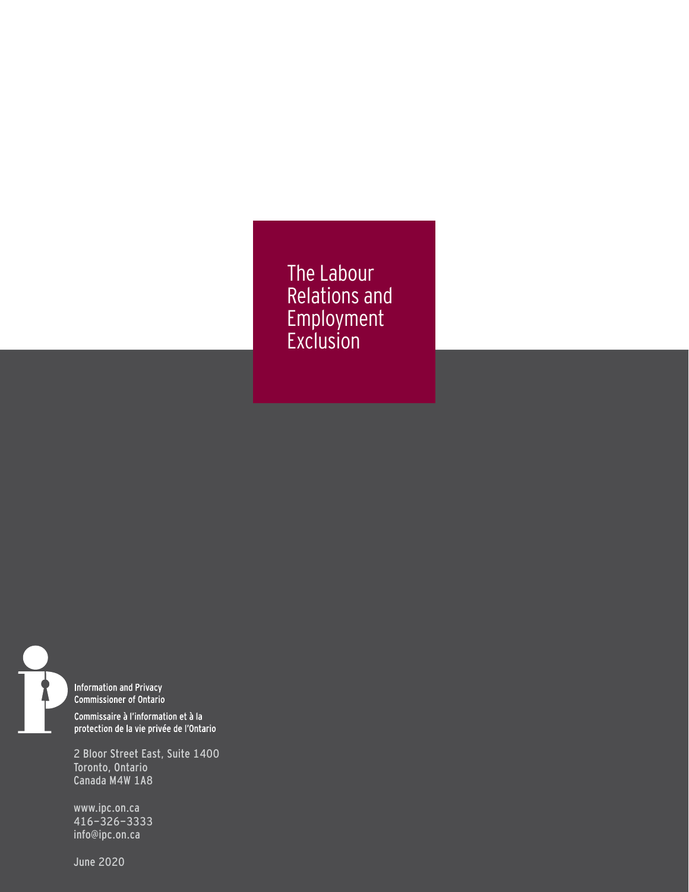The Labour Relations and Employment Exclusion

Information and Privacy Commissioner of Ontario

Commissaire à l'information et à la protection de la vie privée de l'Ontario

2 Bloor Street East, Suite 1400
Toronto, Ontario
Canada M4W 1A8

www.ipc.on.ca
416-326-3333
info@ipc.on.ca

June 2020